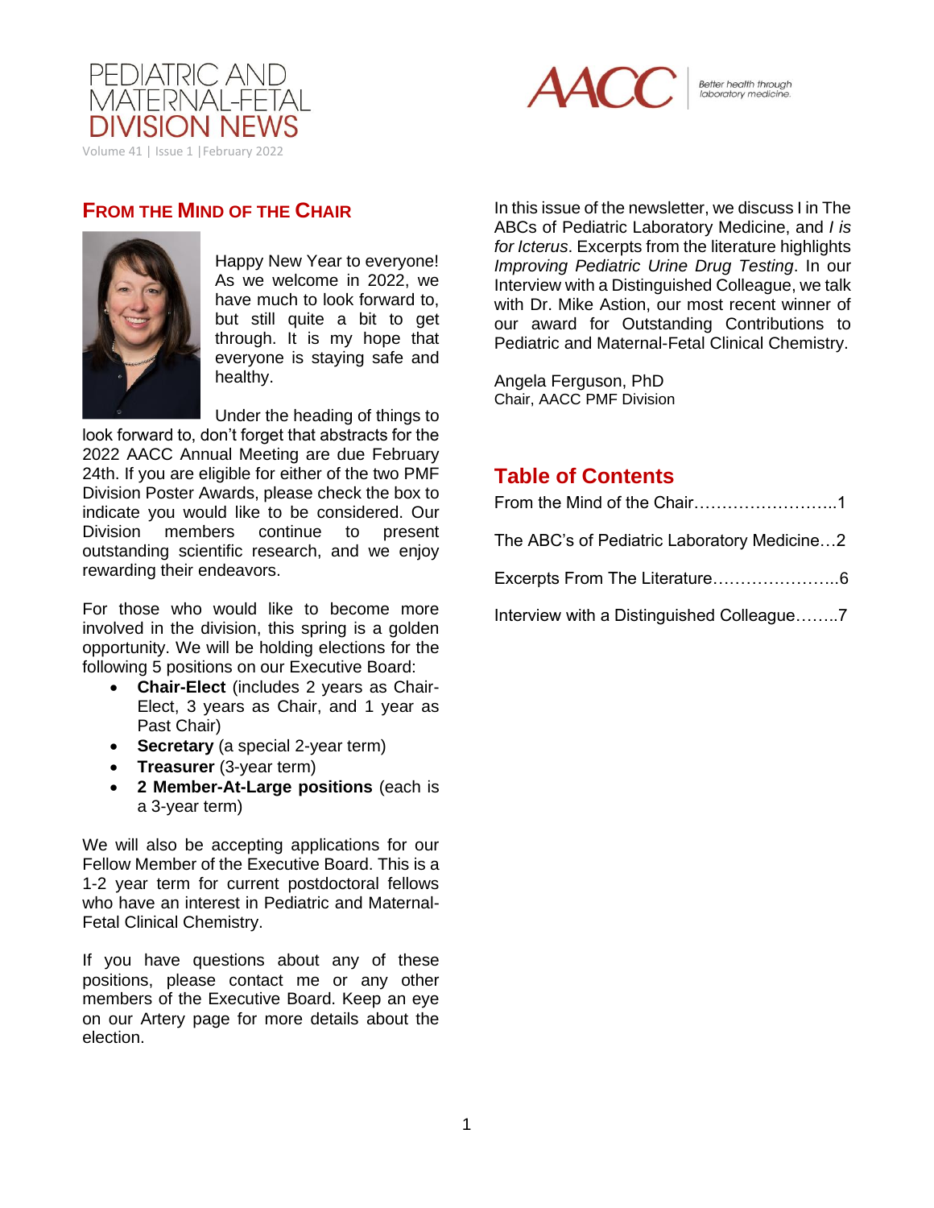# PEDIATRIC AND MATERNAL-FETAL DIVISION NEWS

Volume 41 | Issue 1 | February 2022

AACC Better health through laboratory medicine.

## FROM THE MIND OF THE CHAIR

Happy New Year to everyone! As we welcome in 2022, we have much to look forward to, but still quite a bit to get through. It is my hope that everyone is staying safe and healthy.

Under the heading of things to look forward to, don't forget that abstracts for the 2022 AACC Annual Meeting are due February 24th. If you are eligible for either of the two PMF Division Poster Awards, please check the box to indicate you would like to be considered. Our Division members continue to present outstanding scientific research, and we enjoy rewarding their endeavors.

For those who would like to become more involved in the division, this spring is a golden opportunity. We will be holding elections for the following 5 positions on our Executive Board:

- **Chair-Elect** (includes 2 years as Chair-Elect, 3 years as Chair, and 1 year as Past Chair)
- **Secretary** (a special 2-year term)
- **Treasurer** (3-year term)
- **2 Member-At-Large positions** (each is a 3-year term)

We will also be accepting applications for our Fellow Member of the Executive Board. This is a 1-2 year term for current postdoctoral fellows who have an interest in Pediatric and Maternal-Fetal Clinical Chemistry.

If you have questions about any of these positions, please contact me or any other members of the Executive Board. Keep an eye on our Artery page for more details about the election.

In this issue of the newsletter, we discuss I in The ABCs of Pediatric Laboratory Medicine, and *I is for Icterus*. Excerpts from the literature highlights *Improving Pediatric Urine Drug Testing*. In our Interview with a Distinguished Colleague, we talk with Dr. Mike Astion, our most recent winner of our award for Outstanding Contributions to Pediatric and Maternal-Fetal Clinical Chemistry.

Angela Ferguson, PhD
Chair, AACC PMF Division

## Table of Contents

From the Mind of the Chair……………………..1

The ABC's of Pediatric Laboratory Medicine…2

Excerpts From The Literature…………………..6

Interview with a Distinguished Colleague……..7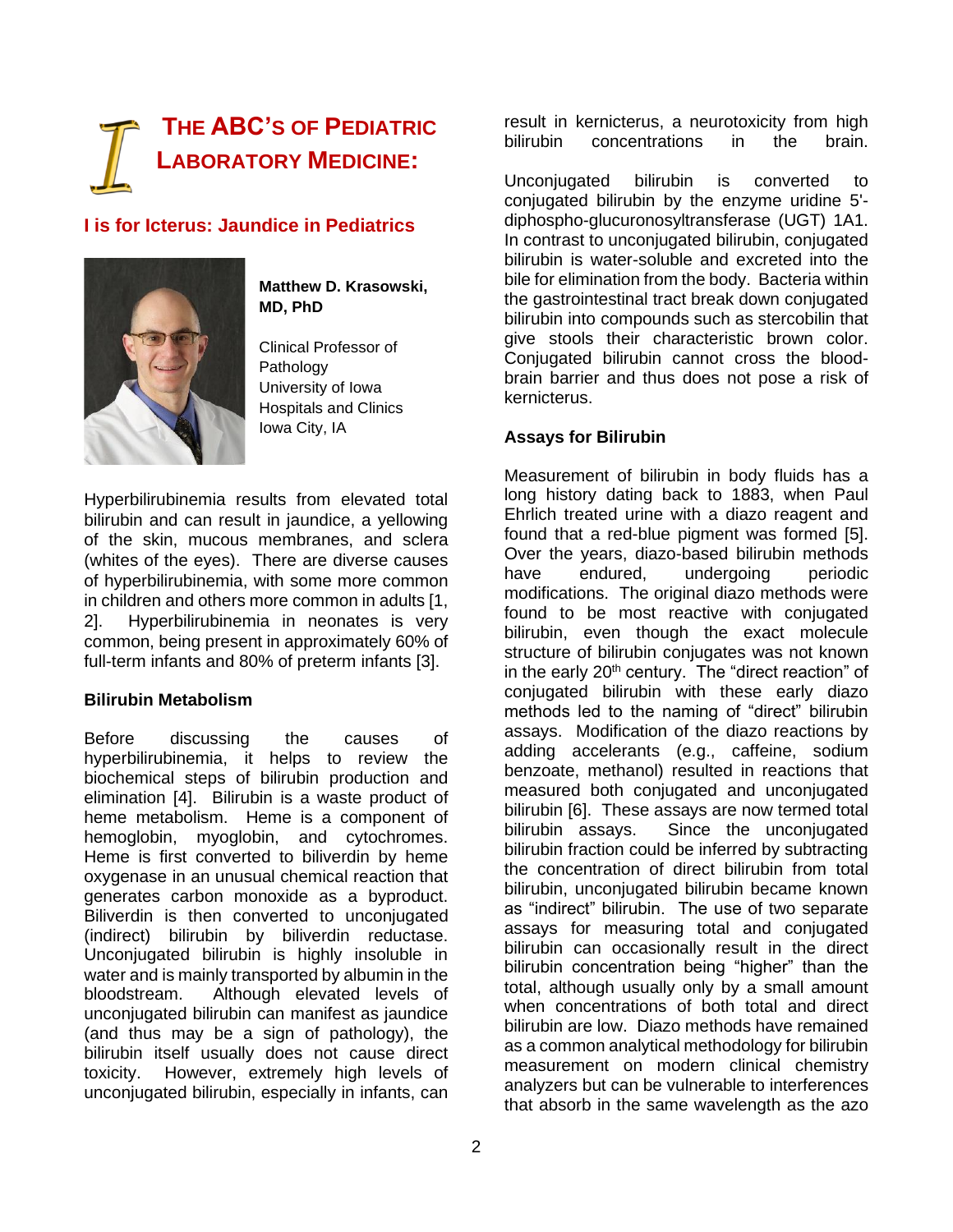# THE ABC'S OF PEDIATRIC LABORATORY MEDICINE:

## I is for Icterus: Jaundice in Pediatrics

**Matthew D. Krasowski, MD, PhD**

Clinical Professor of Pathology
University of Iowa Hospitals and Clinics
Iowa City, IA

Hyperbilirubinemia results from elevated total bilirubin and can result in jaundice, a yellowing of the skin, mucous membranes, and sclera (whites of the eyes). There are diverse causes of hyperbilirubinemia, with some more common in children and others more common in adults [1, 2]. Hyperbilirubinemia in neonates is very common, being present in approximately 60% of full-term infants and 80% of preterm infants [3].

### Bilirubin Metabolism

Before discussing the causes of hyperbilirubinemia, it helps to review the biochemical steps of bilirubin production and elimination [4]. Bilirubin is a waste product of heme metabolism. Heme is a component of hemoglobin, myoglobin, and cytochromes. Heme is first converted to biliverdin by heme oxygenase in an unusual chemical reaction that generates carbon monoxide as a byproduct. Biliverdin is then converted to unconjugated (indirect) bilirubin by biliverdin reductase. Unconjugated bilirubin is highly insoluble in water and is mainly transported by albumin in the bloodstream. Although elevated levels of unconjugated bilirubin can manifest as jaundice (and thus may be a sign of pathology), the bilirubin itself usually does not cause direct toxicity. However, extremely high levels of unconjugated bilirubin, especially in infants, can result in kernicterus, a neurotoxicity from high bilirubin concentrations in the brain.

Unconjugated bilirubin is converted to conjugated bilirubin by the enzyme uridine 5'-diphospho-glucuronosyltransferase (UGT) 1A1. In contrast to unconjugated bilirubin, conjugated bilirubin is water-soluble and excreted into the bile for elimination from the body. Bacteria within the gastrointestinal tract break down conjugated bilirubin into compounds such as stercobilin that give stools their characteristic brown color. Conjugated bilirubin cannot cross the blood-brain barrier and thus does not pose a risk of kernicterus.

### Assays for Bilirubin

Measurement of bilirubin in body fluids has a long history dating back to 1883, when Paul Ehrlich treated urine with a diazo reagent and found that a red-blue pigment was formed [5]. Over the years, diazo-based bilirubin methods have endured, undergoing periodic modifications. The original diazo methods were found to be most reactive with conjugated bilirubin, even though the exact molecule structure of bilirubin conjugates was not known in the early 20th century. The "direct reaction" of conjugated bilirubin with these early diazo methods led to the naming of "direct" bilirubin assays. Modification of the diazo reactions by adding accelerants (e.g., caffeine, sodium benzoate, methanol) resulted in reactions that measured both conjugated and unconjugated bilirubin [6]. These assays are now termed total bilirubin assays. Since the unconjugated bilirubin fraction could be inferred by subtracting the concentration of direct bilirubin from total bilirubin, unconjugated bilirubin became known as "indirect" bilirubin. The use of two separate assays for measuring total and conjugated bilirubin can occasionally result in the direct bilirubin concentration being "higher" than the total, although usually only by a small amount when concentrations of both total and direct bilirubin are low. Diazo methods have remained as a common analytical methodology for bilirubin measurement on modern clinical chemistry analyzers but can be vulnerable to interferences that absorb in the same wavelength as the azo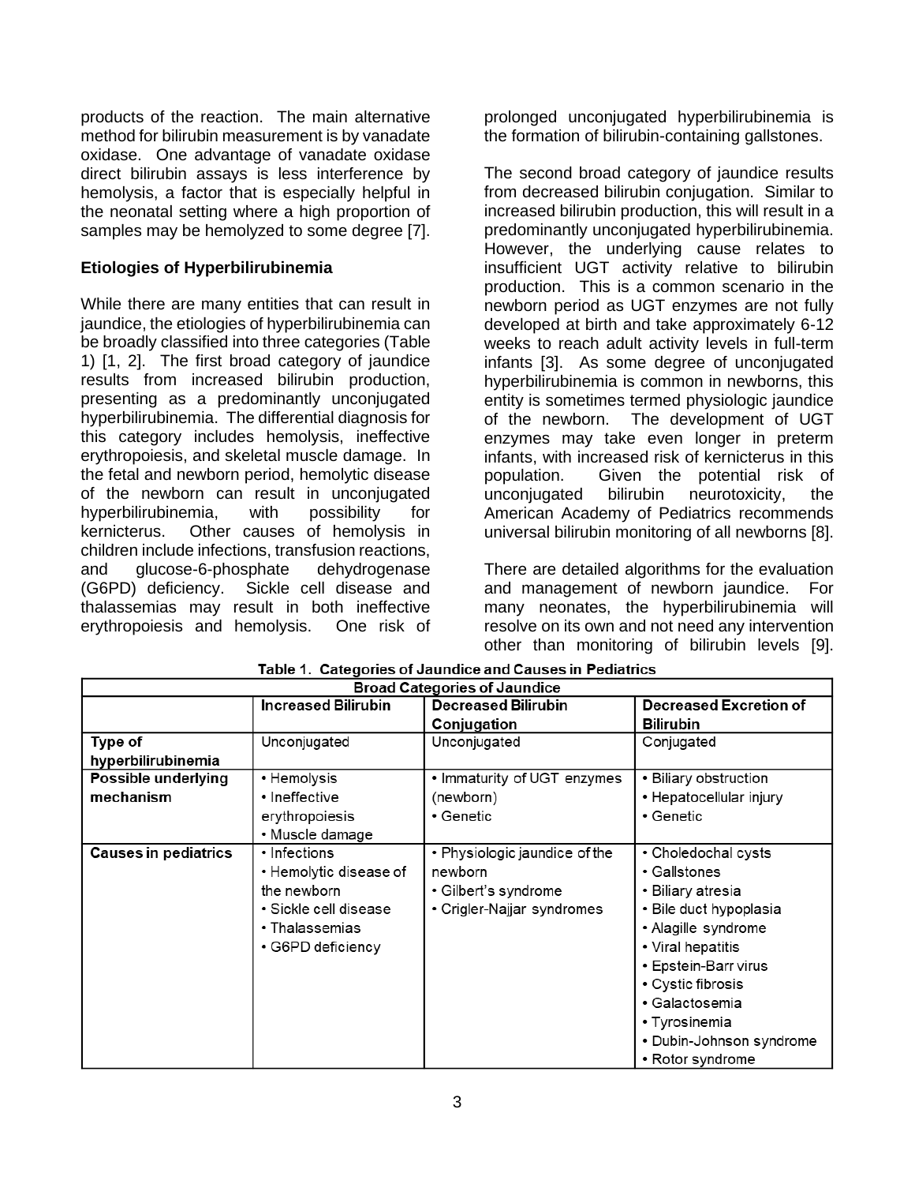products of the reaction. The main alternative method for bilirubin measurement is by vanadate oxidase. One advantage of vanadate oxidase direct bilirubin assays is less interference by hemolysis, a factor that is especially helpful in the neonatal setting where a high proportion of samples may be hemolyzed to some degree [7].

**Etiologies of Hyperbilirubinemia**

While there are many entities that can result in jaundice, the etiologies of hyperbilirubinemia can be broadly classified into three categories (Table 1) [1, 2]. The first broad category of jaundice results from increased bilirubin production, presenting as a predominantly unconjugated hyperbilirubinemia. The differential diagnosis for this category includes hemolysis, ineffective erythropoiesis, and skeletal muscle damage. In the fetal and newborn period, hemolytic disease of the newborn can result in unconjugated hyperbilirubinemia, with possibility for kernicterus. Other causes of hemolysis in children include infections, transfusion reactions, and glucose-6-phosphate dehydrogenase (G6PD) deficiency. Sickle cell disease and thalassemias may result in both ineffective erythropoiesis and hemolysis. One risk of prolonged unconjugated hyperbilirubinemia is the formation of bilirubin-containing gallstones.

The second broad category of jaundice results from decreased bilirubin conjugation. Similar to increased bilirubin production, this will result in a predominantly unconjugated hyperbilirubinemia. However, the underlying cause relates to insufficient UGT activity relative to bilirubin production. This is a common scenario in the newborn period as UGT enzymes are not fully developed at birth and take approximately 6-12 weeks to reach adult activity levels in full-term infants [3]. As some degree of unconjugated hyperbilirubinemia is common in newborns, this entity is sometimes termed physiologic jaundice of the newborn. The development of UGT enzymes may take even longer in preterm infants, with increased risk of kernicterus in this population. Given the potential risk of unconjugated bilirubin neurotoxicity, the American Academy of Pediatrics recommends universal bilirubin monitoring of all newborns [8].

There are detailed algorithms for the evaluation and management of newborn jaundice. For many neonates, the hyperbilirubinemia will resolve on its own and not need any intervention other than monitoring of bilirubin levels [9].

**Table 1. Categories of Jaundice and Causes in Pediatrics**

| | Broad Categories of Jaundice | | |
|---|---|---|---|
| | **Increased Bilirubin** | **Decreased Bilirubin Conjugation** | **Decreased Excretion of Bilirubin** |
| **Type of hyperbilirubinemia** | Unconjugated | Unconjugated | Conjugated |
| **Possible underlying mechanism** | • Hemolysis<br>• Ineffective erythropoiesis<br>• Muscle damage | • Immaturity of UGT enzymes (newborn)<br>• Genetic | • Biliary obstruction<br>• Hepatocellular injury<br>• Genetic |
| **Causes in pediatrics** | • Infections<br>• Hemolytic disease of the newborn<br>• Sickle cell disease<br>• Thalassemias<br>• G6PD deficiency | • Physiologic jaundice of the newborn<br>• Gilbert's syndrome<br>• Crigler-Najjar syndromes | • Choledochal cysts<br>• Gallstones<br>• Biliary atresia<br>• Bile duct hypoplasia<br>• Alagille syndrome<br>• Viral hepatitis<br>• Epstein-Barr virus<br>• Cystic fibrosis<br>• Galactosemia<br>• Tyrosinemia<br>• Dubin-Johnson syndrome<br>• Rotor syndrome |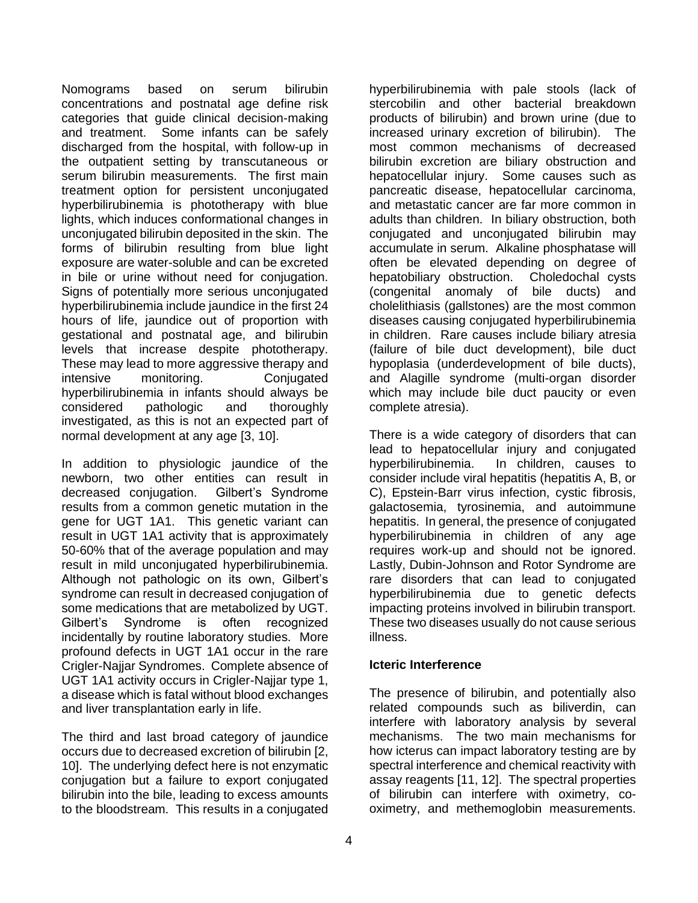Nomograms based on serum bilirubin concentrations and postnatal age define risk categories that guide clinical decision-making and treatment. Some infants can be safely discharged from the hospital, with follow-up in the outpatient setting by transcutaneous or serum bilirubin measurements. The first main treatment option for persistent unconjugated hyperbilirubinemia is phototherapy with blue lights, which induces conformational changes in unconjugated bilirubin deposited in the skin. The forms of bilirubin resulting from blue light exposure are water-soluble and can be excreted in bile or urine without need for conjugation. Signs of potentially more serious unconjugated hyperbilirubinemia include jaundice in the first 24 hours of life, jaundice out of proportion with gestational and postnatal age, and bilirubin levels that increase despite phototherapy. These may lead to more aggressive therapy and intensive monitoring. Conjugated hyperbilirubinemia in infants should always be considered pathologic and thoroughly investigated, as this is not an expected part of normal development at any age [3, 10].

In addition to physiologic jaundice of the newborn, two other entities can result in decreased conjugation. Gilbert's Syndrome results from a common genetic mutation in the gene for UGT 1A1. This genetic variant can result in UGT 1A1 activity that is approximately 50-60% that of the average population and may result in mild unconjugated hyperbilirubinemia. Although not pathologic on its own, Gilbert's syndrome can result in decreased conjugation of some medications that are metabolized by UGT. Gilbert's Syndrome is often recognized incidentally by routine laboratory studies. More profound defects in UGT 1A1 occur in the rare Crigler-Najjar Syndromes. Complete absence of UGT 1A1 activity occurs in Crigler-Najjar type 1, a disease which is fatal without blood exchanges and liver transplantation early in life.

The third and last broad category of jaundice occurs due to decreased excretion of bilirubin [2, 10]. The underlying defect here is not enzymatic conjugation but a failure to export conjugated bilirubin into the bile, leading to excess amounts to the bloodstream. This results in a conjugated hyperbilirubinemia with pale stools (lack of stercobilin and other bacterial breakdown products of bilirubin) and brown urine (due to increased urinary excretion of bilirubin). The most common mechanisms of decreased bilirubin excretion are biliary obstruction and hepatocellular injury. Some causes such as pancreatic disease, hepatocellular carcinoma, and metastatic cancer are far more common in adults than children. In biliary obstruction, both conjugated and unconjugated bilirubin may accumulate in serum. Alkaline phosphatase will often be elevated depending on degree of hepatobiliary obstruction. Choledochal cysts (congenital anomaly of bile ducts) and cholelithiasis (gallstones) are the most common diseases causing conjugated hyperbilirubinemia in children. Rare causes include biliary atresia (failure of bile duct development), bile duct hypoplasia (underdevelopment of bile ducts), and Alagille syndrome (multi-organ disorder which may include bile duct paucity or even complete atresia).

There is a wide category of disorders that can lead to hepatocellular injury and conjugated hyperbilirubinemia. In children, causes to consider include viral hepatitis (hepatitis A, B, or C), Epstein-Barr virus infection, cystic fibrosis, galactosemia, tyrosinemia, and autoimmune hepatitis. In general, the presence of conjugated hyperbilirubinemia in children of any age requires work-up and should not be ignored. Lastly, Dubin-Johnson and Rotor Syndrome are rare disorders that can lead to conjugated hyperbilirubinemia due to genetic defects impacting proteins involved in bilirubin transport. These two diseases usually do not cause serious illness.

**Icteric Interference**

The presence of bilirubin, and potentially also related compounds such as biliverdin, can interfere with laboratory analysis by several mechanisms. The two main mechanisms for how icterus can impact laboratory testing are by spectral interference and chemical reactivity with assay reagents [11, 12]. The spectral properties of bilirubin can interfere with oximetry, co-oximetry, and methemoglobin measurements.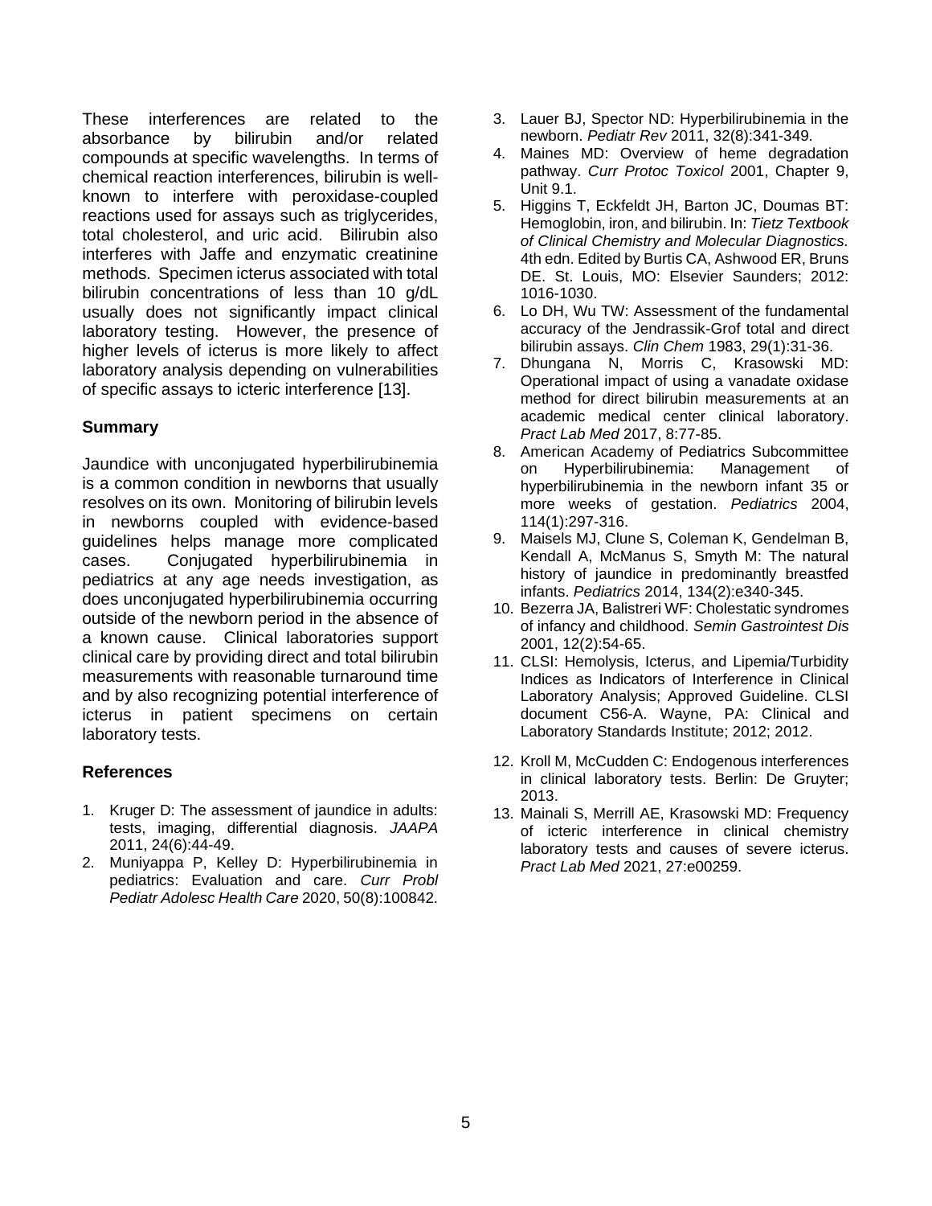These interferences are related to the absorbance by bilirubin and/or related compounds at specific wavelengths. In terms of chemical reaction interferences, bilirubin is well-known to interfere with peroxidase-coupled reactions used for assays such as triglycerides, total cholesterol, and uric acid. Bilirubin also interferes with Jaffe and enzymatic creatinine methods. Specimen icterus associated with total bilirubin concentrations of less than 10 g/dL usually does not significantly impact clinical laboratory testing. However, the presence of higher levels of icterus is more likely to affect laboratory analysis depending on vulnerabilities of specific assays to icteric interference [13].

## Summary

Jaundice with unconjugated hyperbilirubinemia is a common condition in newborns that usually resolves on its own. Monitoring of bilirubin levels in newborns coupled with evidence-based guidelines helps manage more complicated cases. Conjugated hyperbilirubinemia in pediatrics at any age needs investigation, as does unconjugated hyperbilirubinemia occurring outside of the newborn period in the absence of a known cause. Clinical laboratories support clinical care by providing direct and total bilirubin measurements with reasonable turnaround time and by also recognizing potential interference of icterus in patient specimens on certain laboratory tests.

## References

1. Kruger D: The assessment of jaundice in adults: tests, imaging, differential diagnosis. *JAAPA* 2011, 24(6):44-49.
2. Muniyappa P, Kelley D: Hyperbilirubinemia in pediatrics: Evaluation and care. *Curr Probl Pediatr Adolesc Health Care* 2020, 50(8):100842.
3. Lauer BJ, Spector ND: Hyperbilirubinemia in the newborn. *Pediatr Rev* 2011, 32(8):341-349.
4. Maines MD: Overview of heme degradation pathway. *Curr Protoc Toxicol* 2001, Chapter 9, Unit 9.1.
5. Higgins T, Eckfeldt JH, Barton JC, Doumas BT: Hemoglobin, iron, and bilirubin. In: *Tietz Textbook of Clinical Chemistry and Molecular Diagnostics.* 4th edn. Edited by Burtis CA, Ashwood ER, Bruns DE. St. Louis, MO: Elsevier Saunders; 2012: 1016-1030.
6. Lo DH, Wu TW: Assessment of the fundamental accuracy of the Jendrassik-Grof total and direct bilirubin assays. *Clin Chem* 1983, 29(1):31-36.
7. Dhungana N, Morris C, Krasowski MD: Operational impact of using a vanadate oxidase method for direct bilirubin measurements at an academic medical center clinical laboratory. *Pract Lab Med* 2017, 8:77-85.
8. American Academy of Pediatrics Subcommittee on Hyperbilirubinemia: Management of hyperbilirubinemia in the newborn infant 35 or more weeks of gestation. *Pediatrics* 2004, 114(1):297-316.
9. Maisels MJ, Clune S, Coleman K, Gendelman B, Kendall A, McManus S, Smyth M: The natural history of jaundice in predominantly breastfed infants. *Pediatrics* 2014, 134(2):e340-345.
10. Bezerra JA, Balistreri WF: Cholestatic syndromes of infancy and childhood. *Semin Gastrointest Dis* 2001, 12(2):54-65.
11. CLSI: Hemolysis, Icterus, and Lipemia/Turbidity Indices as Indicators of Interference in Clinical Laboratory Analysis; Approved Guideline. CLSI document C56-A. Wayne, PA: Clinical and Laboratory Standards Institute; 2012; 2012.
12. Kroll M, McCudden C: Endogenous interferences in clinical laboratory tests. Berlin: De Gruyter; 2013.
13. Mainali S, Merrill AE, Krasowski MD: Frequency of icteric interference in clinical chemistry laboratory tests and causes of severe icterus. *Pract Lab Med* 2021, 27:e00259.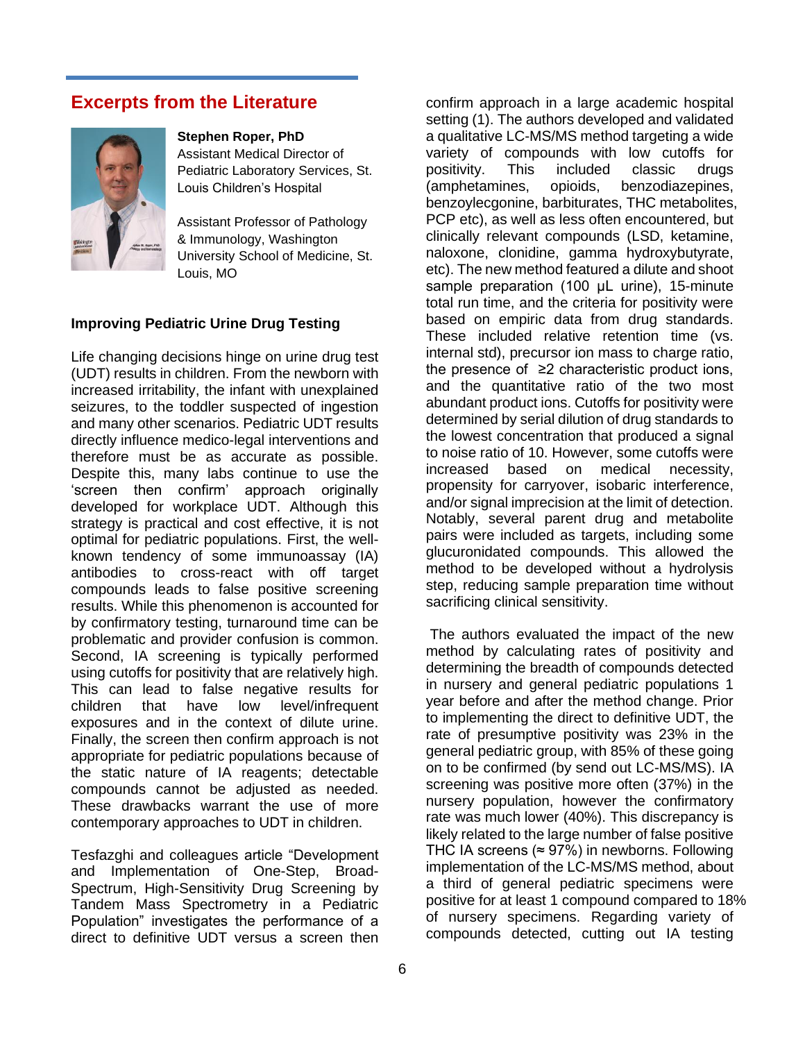## Excerpts from the Literature

**Stephen Roper, PhD**
Assistant Medical Director of Pediatric Laboratory Services, St. Louis Children's Hospital

Assistant Professor of Pathology & Immunology, Washington University School of Medicine, St. Louis, MO

### Improving Pediatric Urine Drug Testing

Life changing decisions hinge on urine drug test (UDT) results in children. From the newborn with increased irritability, the infant with unexplained seizures, to the toddler suspected of ingestion and many other scenarios. Pediatric UDT results directly influence medico-legal interventions and therefore must be as accurate as possible. Despite this, many labs continue to use the 'screen then confirm' approach originally developed for workplace UDT. Although this strategy is practical and cost effective, it is not optimal for pediatric populations. First, the well-known tendency of some immunoassay (IA) antibodies to cross-react with off target compounds leads to false positive screening results. While this phenomenon is accounted for by confirmatory testing, turnaround time can be problematic and provider confusion is common. Second, IA screening is typically performed using cutoffs for positivity that are relatively high. This can lead to false negative results for children that have low level/infrequent exposures and in the context of dilute urine. Finally, the screen then confirm approach is not appropriate for pediatric populations because of the static nature of IA reagents; detectable compounds cannot be adjusted as needed. These drawbacks warrant the use of more contemporary approaches to UDT in children.

Tesfazghi and colleagues article "Development and Implementation of One-Step, Broad-Spectrum, High-Sensitivity Drug Screening by Tandem Mass Spectrometry in a Pediatric Population" investigates the performance of a direct to definitive UDT versus a screen then confirm approach in a large academic hospital setting (1). The authors developed and validated a qualitative LC-MS/MS method targeting a wide variety of compounds with low cutoffs for positivity. This included classic drugs (amphetamines, opioids, benzodiazepines, benzoylecgonine, barbiturates, THC metabolites, PCP etc), as well as less often encountered, but clinically relevant compounds (LSD, ketamine, naloxone, clonidine, gamma hydroxybutyrate, etc). The new method featured a dilute and shoot sample preparation (100 µL urine), 15-minute total run time, and the criteria for positivity were based on empiric data from drug standards. These included relative retention time (vs. internal std), precursor ion mass to charge ratio, the presence of ≥2 characteristic product ions, and the quantitative ratio of the two most abundant product ions. Cutoffs for positivity were determined by serial dilution of drug standards to the lowest concentration that produced a signal to noise ratio of 10. However, some cutoffs were increased based on medical necessity, propensity for carryover, isobaric interference, and/or signal imprecision at the limit of detection. Notably, several parent drug and metabolite pairs were included as targets, including some glucuronidated compounds. This allowed the method to be developed without a hydrolysis step, reducing sample preparation time without sacrificing clinical sensitivity.

The authors evaluated the impact of the new method by calculating rates of positivity and determining the breadth of compounds detected in nursery and general pediatric populations 1 year before and after the method change. Prior to implementing the direct to definitive UDT, the rate of presumptive positivity was 23% in the general pediatric group, with 85% of these going on to be confirmed (by send out LC-MS/MS). IA screening was positive more often (37%) in the nursery population, however the confirmatory rate was much lower (40%). This discrepancy is likely related to the large number of false positive THC IA screens (≈ 97%) in newborns. Following implementation of the LC-MS/MS method, about a third of general pediatric specimens were positive for at least 1 compound compared to 18% of nursery specimens. Regarding variety of compounds detected, cutting out IA testing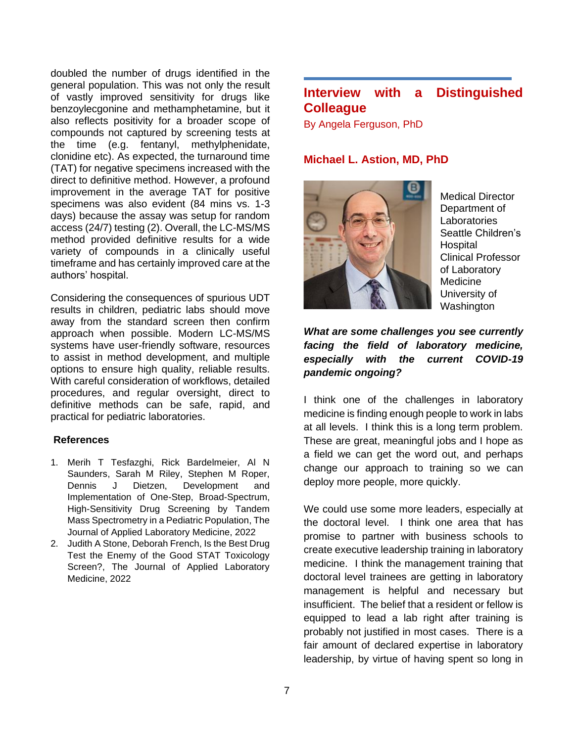doubled the number of drugs identified in the general population. This was not only the result of vastly improved sensitivity for drugs like benzoylecgonine and methamphetamine, but it also reflects positivity for a broader scope of compounds not captured by screening tests at the time (e.g. fentanyl, methylphenidate, clonidine etc). As expected, the turnaround time (TAT) for negative specimens increased with the direct to definitive method. However, a profound improvement in the average TAT for positive specimens was also evident (84 mins vs. 1-3 days) because the assay was setup for random access (24/7) testing (2). Overall, the LC-MS/MS method provided definitive results for a wide variety of compounds in a clinically useful timeframe and has certainly improved care at the authors' hospital.

Considering the consequences of spurious UDT results in children, pediatric labs should move away from the standard screen then confirm approach when possible. Modern LC-MS/MS systems have user-friendly software, resources to assist in method development, and multiple options to ensure high quality, reliable results. With careful consideration of workflows, detailed procedures, and regular oversight, direct to definitive methods can be safe, rapid, and practical for pediatric laboratories.

**References**

1. Merih T Tesfazghi, Rick Bardelmeier, Al N Saunders, Sarah M Riley, Stephen M Roper, Dennis J Dietzen, Development and Implementation of One-Step, Broad-Spectrum, High-Sensitivity Drug Screening by Tandem Mass Spectrometry in a Pediatric Population, The Journal of Applied Laboratory Medicine, 2022
2. Judith A Stone, Deborah French, Is the Best Drug Test the Enemy of the Good STAT Toxicology Screen?, The Journal of Applied Laboratory Medicine, 2022

## Interview with a Distinguished Colleague

By Angela Ferguson, PhD

### Michael L. Astion, MD, PhD

Medical Director
Department of Laboratories
Seattle Children's Hospital
Clinical Professor of Laboratory Medicine
University of Washington

***What are some challenges you see currently facing the field of laboratory medicine, especially with the current COVID-19 pandemic ongoing?***

I think one of the challenges in laboratory medicine is finding enough people to work in labs at all levels. I think this is a long term problem. These are great, meaningful jobs and I hope as a field we can get the word out, and perhaps change our approach to training so we can deploy more people, more quickly.

We could use some more leaders, especially at the doctoral level. I think one area that has promise to partner with business schools to create executive leadership training in laboratory medicine. I think the management training that doctoral level trainees are getting in laboratory management is helpful and necessary but insufficient. The belief that a resident or fellow is equipped to lead a lab right after training is probably not justified in most cases. There is a fair amount of declared expertise in laboratory leadership, by virtue of having spent so long in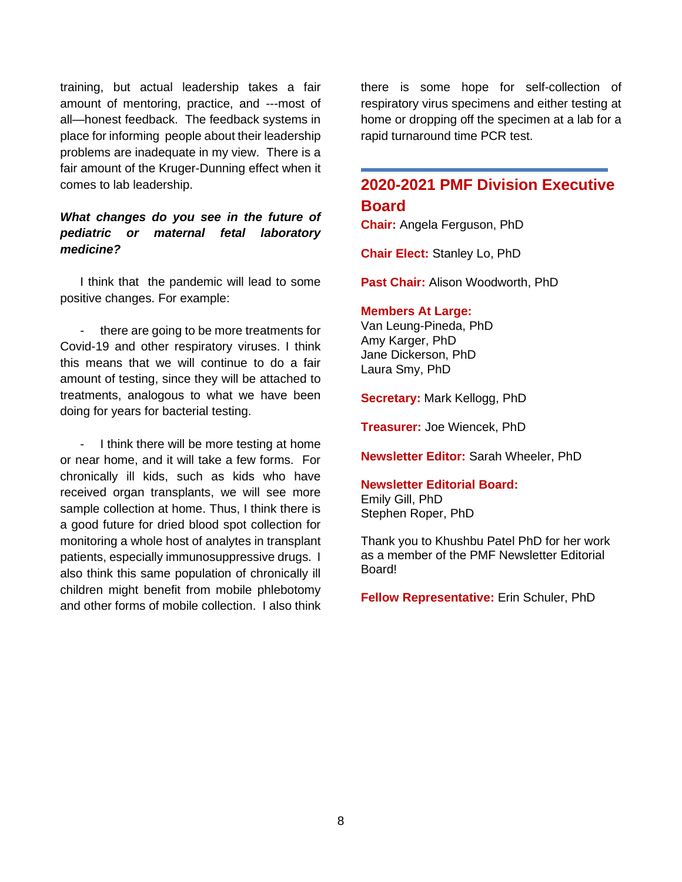training, but actual leadership takes a fair amount of mentoring, practice, and ---most of all—honest feedback. The feedback systems in place for informing people about their leadership problems are inadequate in my view. There is a fair amount of the Kruger-Dunning effect when it comes to lab leadership.

***What changes do you see in the future of pediatric or maternal fetal laboratory medicine?***

I think that the pandemic will lead to some positive changes. For example:

- there are going to be more treatments for Covid-19 and other respiratory viruses. I think this means that we will continue to do a fair amount of testing, since they will be attached to treatments, analogous to what we have been doing for years for bacterial testing.

- I think there will be more testing at home or near home, and it will take a few forms. For chronically ill kids, such as kids who have received organ transplants, we will see more sample collection at home. Thus, I think there is a good future for dried blood spot collection for monitoring a whole host of analytes in transplant patients, especially immunosuppressive drugs. I also think this same population of chronically ill children might benefit from mobile phlebotomy and other forms of mobile collection. I also think there is some hope for self-collection of respiratory virus specimens and either testing at home or dropping off the specimen at a lab for a rapid turnaround time PCR test.

## 2020-2021 PMF Division Executive Board

**Chair:** Angela Ferguson, PhD

**Chair Elect:** Stanley Lo, PhD

**Past Chair:** Alison Woodworth, PhD

**Members At Large:**
Van Leung-Pineda, PhD
Amy Karger, PhD
Jane Dickerson, PhD
Laura Smy, PhD

**Secretary:** Mark Kellogg, PhD

**Treasurer:** Joe Wiencek, PhD

**Newsletter Editor:** Sarah Wheeler, PhD

**Newsletter Editorial Board:**
Emily Gill, PhD
Stephen Roper, PhD

Thank you to Khushbu Patel PhD for her work as a member of the PMF Newsletter Editorial Board!

**Fellow Representative:** Erin Schuler, PhD